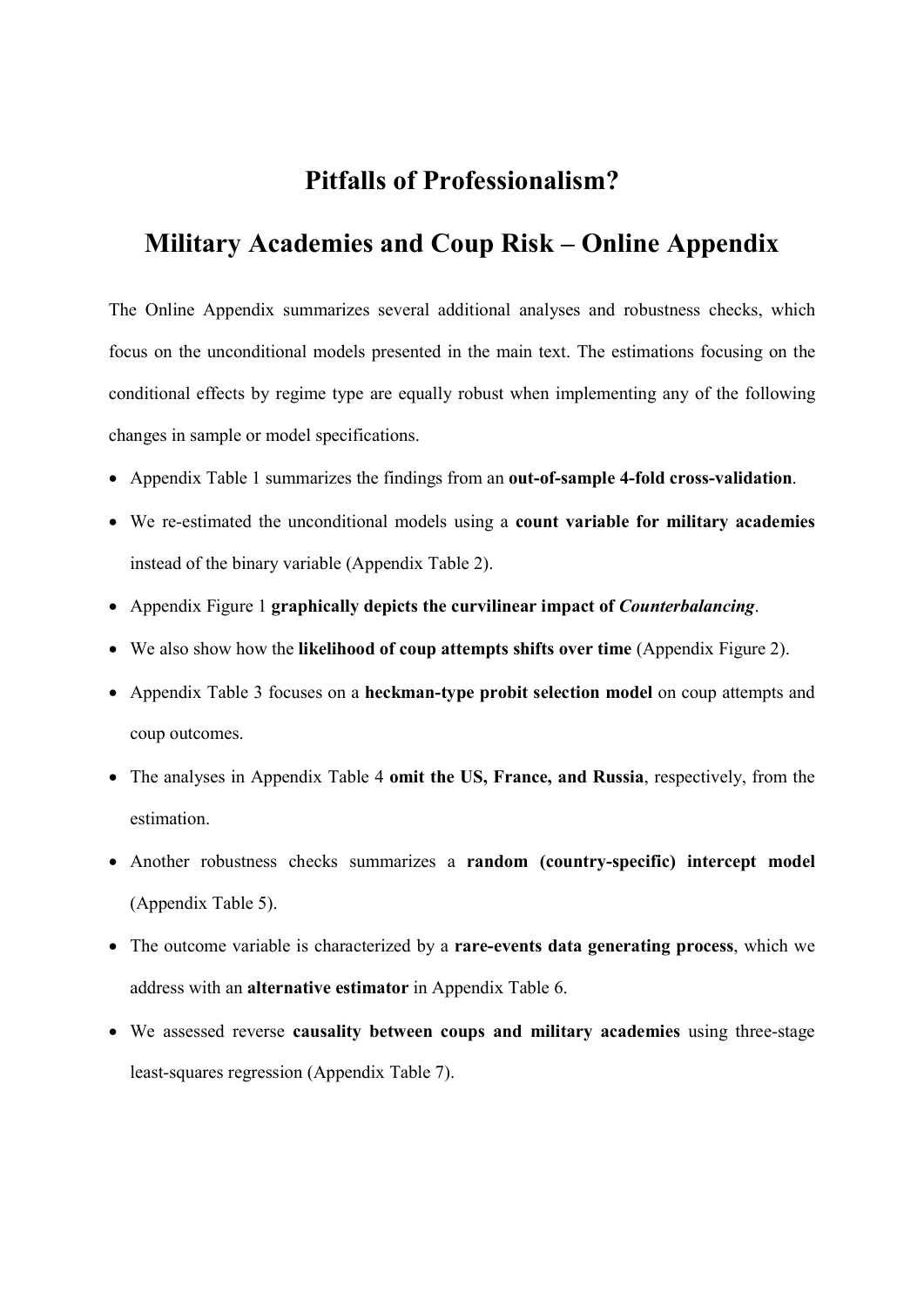# Pitfalls of Professionalism?

# Military Academies and Coup Risk – Online Appendix

The Online Appendix summarizes several additional analyses and robustness checks, which focus on the unconditional models presented in the main text. The estimations focusing on the conditional effects by regime type are equally robust when implementing any of the following changes in sample or model specifications.

- Appendix Table 1 summarizes the findings from an **out-of-sample 4-fold cross-validation**.
- We re-estimated the unconditional models using a **count variable for military academies** instead of the binary variable (Appendix Table 2).
- Appendix Figure 1 **graphically depicts the curvilinear impact of *Counterbalancing***.
- We also show how the **likelihood of coup attempts shifts over time** (Appendix Figure 2).
- Appendix Table 3 focuses on a **heckman-type probit selection model** on coup attempts and coup outcomes.
- The analyses in Appendix Table 4 **omit the US, France, and Russia**, respectively, from the estimation.
- Another robustness checks summarizes a **random (country-specific) intercept model** (Appendix Table 5).
- The outcome variable is characterized by a **rare-events data generating process**, which we address with an **alternative estimator** in Appendix Table 6.
- We assessed reverse **causality between coups and military academies** using three-stage least-squares regression (Appendix Table 7).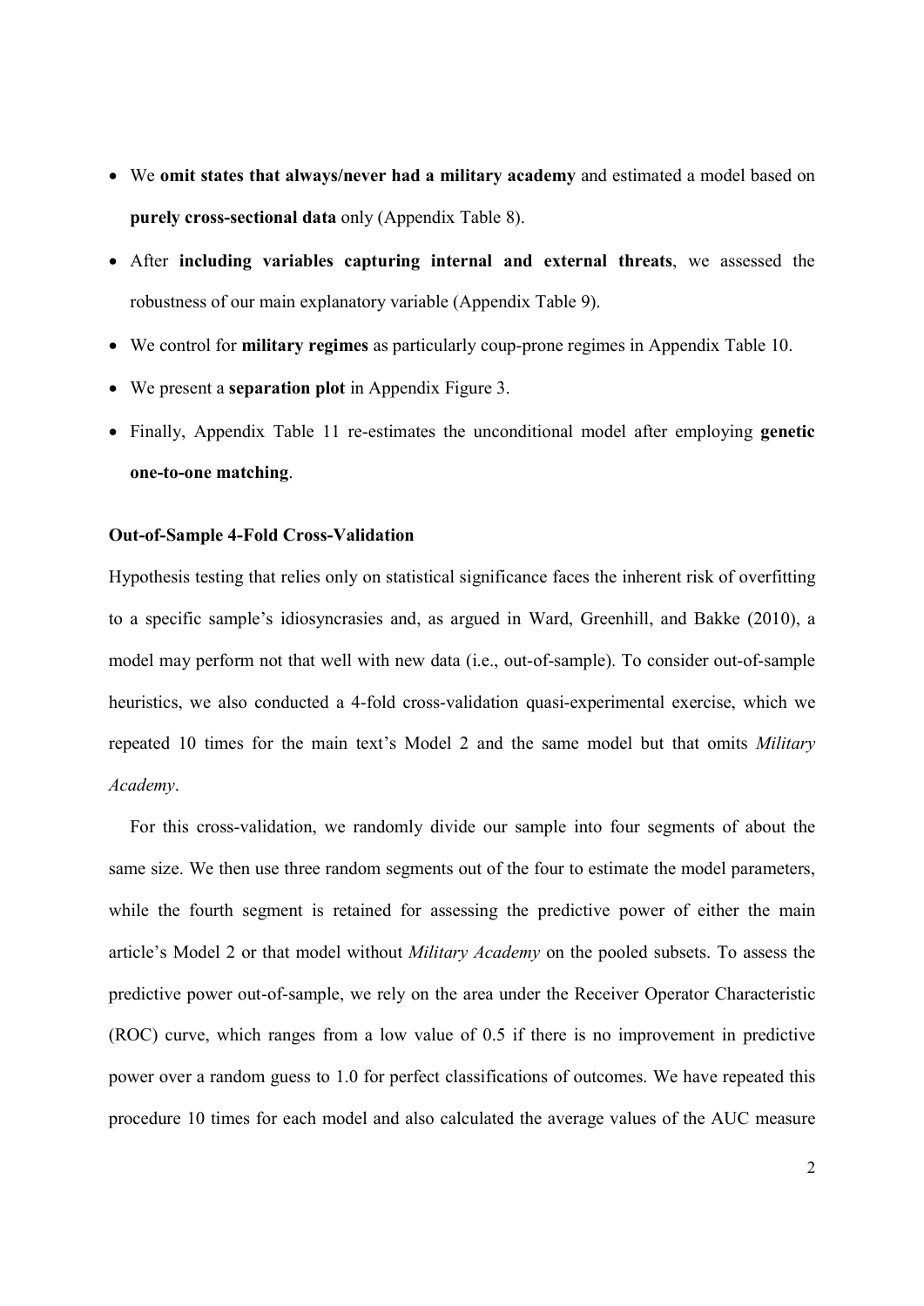- We **omit states that always/never had a military academy** and estimated a model based on **purely cross-sectional data** only (Appendix Table 8).
- After **including variables capturing internal and external threats**, we assessed the robustness of our main explanatory variable (Appendix Table 9).
- We control for **military regimes** as particularly coup-prone regimes in Appendix Table 10.
- We present a **separation plot** in Appendix Figure 3.
- Finally, Appendix Table 11 re-estimates the unconditional model after employing **genetic one-to-one matching**.

**Out-of-Sample 4-Fold Cross-Validation**

Hypothesis testing that relies only on statistical significance faces the inherent risk of overfitting to a specific sample's idiosyncrasies and, as argued in Ward, Greenhill, and Bakke (2010), a model may perform not that well with new data (i.e., out-of-sample). To consider out-of-sample heuristics, we also conducted a 4-fold cross-validation quasi-experimental exercise, which we repeated 10 times for the main text's Model 2 and the same model but that omits *Military Academy*.

For this cross-validation, we randomly divide our sample into four segments of about the same size. We then use three random segments out of the four to estimate the model parameters, while the fourth segment is retained for assessing the predictive power of either the main article's Model 2 or that model without *Military Academy* on the pooled subsets. To assess the predictive power out-of-sample, we rely on the area under the Receiver Operator Characteristic (ROC) curve, which ranges from a low value of 0.5 if there is no improvement in predictive power over a random guess to 1.0 for perfect classifications of outcomes. We have repeated this procedure 10 times for each model and also calculated the average values of the AUC measure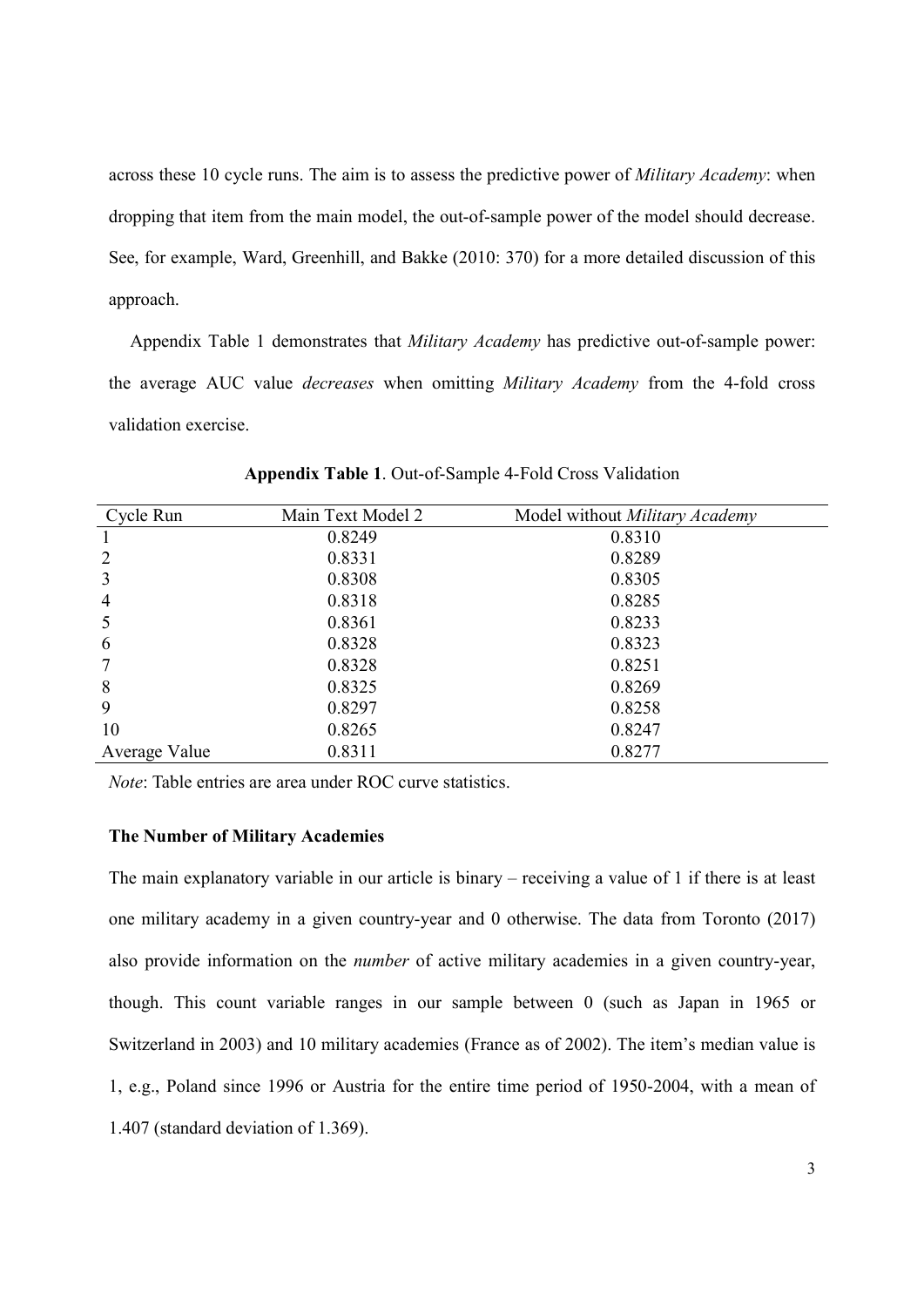across these 10 cycle runs. The aim is to assess the predictive power of *Military Academy*: when dropping that item from the main model, the out-of-sample power of the model should decrease. See, for example, Ward, Greenhill, and Bakke (2010: 370) for a more detailed discussion of this approach.

Appendix Table 1 demonstrates that *Military Academy* has predictive out-of-sample power: the average AUC value *decreases* when omitting *Military Academy* from the 4-fold cross validation exercise.

**Appendix Table 1**. Out-of-Sample 4-Fold Cross Validation

| Cycle Run | Main Text Model 2 | Model without *Military Academy* |
|---|---|---|
| 1 | 0.8249 | 0.8310 |
| 2 | 0.8331 | 0.8289 |
| 3 | 0.8308 | 0.8305 |
| 4 | 0.8318 | 0.8285 |
| 5 | 0.8361 | 0.8233 |
| 6 | 0.8328 | 0.8323 |
| 7 | 0.8328 | 0.8251 |
| 8 | 0.8325 | 0.8269 |
| 9 | 0.8297 | 0.8258 |
| 10 | 0.8265 | 0.8247 |
| Average Value | 0.8311 | 0.8277 |

*Note*: Table entries are area under ROC curve statistics.

### The Number of Military Academies

The main explanatory variable in our article is binary – receiving a value of 1 if there is at least one military academy in a given country-year and 0 otherwise. The data from Toronto (2017) also provide information on the *number* of active military academies in a given country-year, though. This count variable ranges in our sample between 0 (such as Japan in 1965 or Switzerland in 2003) and 10 military academies (France as of 2002). The item's median value is 1, e.g., Poland since 1996 or Austria for the entire time period of 1950-2004, with a mean of 1.407 (standard deviation of 1.369).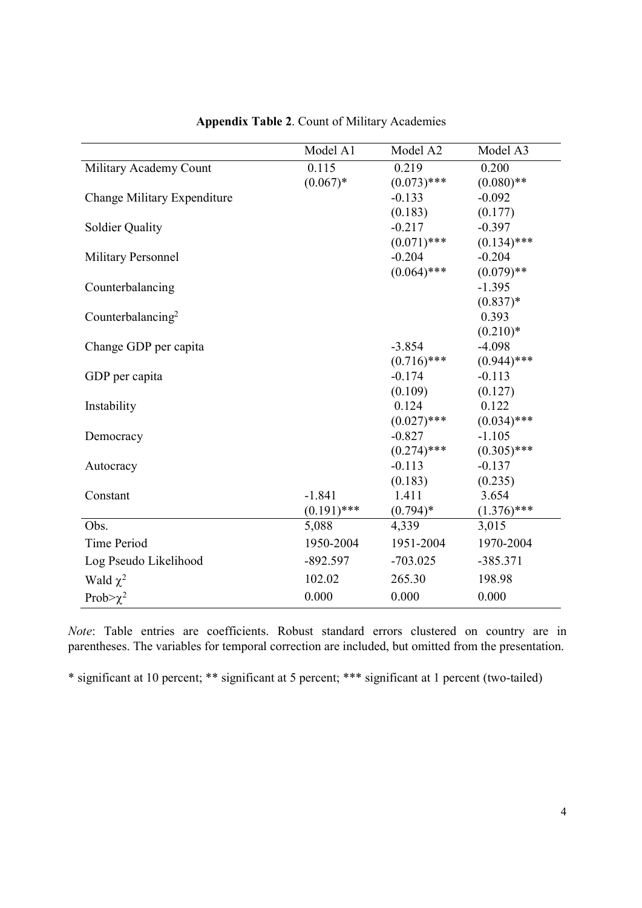**Appendix Table 2**. Count of Military Academies

| | Model A1 | Model A2 | Model A3 |
|---|---|---|---|
| Military Academy Count | 0.115 | 0.219 | 0.200 |
| | (0.067)* | (0.073)*** | (0.080)** |
| Change Military Expenditure | | -0.133 | -0.092 |
| | | (0.183) | (0.177) |
| Soldier Quality | | -0.217 | -0.397 |
| | | (0.071)*** | (0.134)*** |
| Military Personnel | | -0.204 | -0.204 |
| | | (0.064)*** | (0.079)** |
| Counterbalancing | | | -1.395 |
| | | | (0.837)* |
| Counterbalancing$^2$ | | | 0.393 |
| | | | (0.210)* |
| Change GDP per capita | | -3.854 | -4.098 |
| | | (0.716)*** | (0.944)*** |
| GDP per capita | | -0.174 | -0.113 |
| | | (0.109) | (0.127) |
| Instability | | 0.124 | 0.122 |
| | | (0.027)*** | (0.034)*** |
| Democracy | | -0.827 | -1.105 |
| | | (0.274)*** | (0.305)*** |
| Autocracy | | -0.113 | -0.137 |
| | | (0.183) | (0.235) |
| Constant | -1.841 | 1.411 | 3.654 |
| | (0.191)*** | (0.794)* | (1.376)*** |
| Obs. | 5,088 | 4,339 | 3,015 |
| Time Period | 1950-2004 | 1951-2004 | 1970-2004 |
| Log Pseudo Likelihood | -892.597 | -703.025 | -385.371 |
| Wald $\chi^2$ | 102.02 | 265.30 | 198.98 |
| Prob>$\chi^2$ | 0.000 | 0.000 | 0.000 |

*Note*: Table entries are coefficients. Robust standard errors clustered on country are in parentheses. The variables for temporal correction are included, but omitted from the presentation.

* significant at 10 percent; ** significant at 5 percent; *** significant at 1 percent (two-tailed)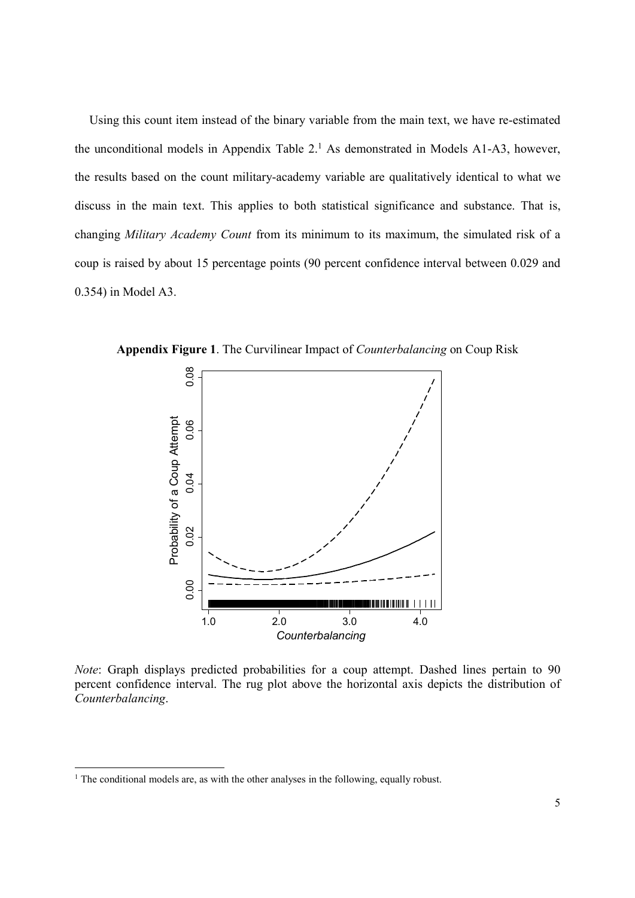Using this count item instead of the binary variable from the main text, we have re-estimated the unconditional models in Appendix Table 2.[1] As demonstrated in Models A1-A3, however, the results based on the count military-academy variable are qualitatively identical to what we discuss in the main text. This applies to both statistical significance and substance. That is, changing *Military Academy Count* from its minimum to its maximum, the simulated risk of a coup is raised by about 15 percentage points (90 percent confidence interval between 0.029 and 0.354) in Model A3.

**Appendix Figure 1**. The Curvilinear Impact of *Counterbalancing* on Coup Risk

*Note*: Graph displays predicted probabilities for a coup attempt. Dashed lines pertain to 90 percent confidence interval. The rug plot above the horizontal axis depicts the distribution of *Counterbalancing*.

[1] The conditional models are, as with the other analyses in the following, equally robust.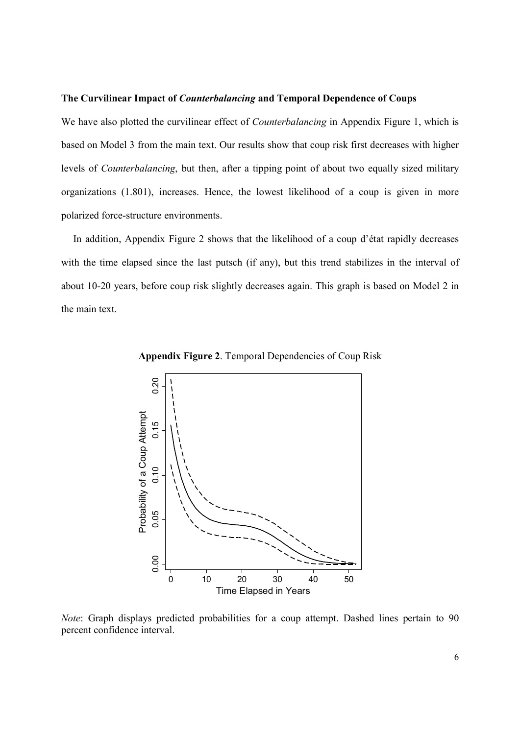**The Curvilinear Impact of *Counterbalancing* and Temporal Dependence of Coups**

We have also plotted the curvilinear effect of *Counterbalancing* in Appendix Figure 1, which is based on Model 3 from the main text. Our results show that coup risk first decreases with higher levels of *Counterbalancing*, but then, after a tipping point of about two equally sized military organizations (1.801), increases. Hence, the lowest likelihood of a coup is given in more polarized force-structure environments.

In addition, Appendix Figure 2 shows that the likelihood of a coup d'état rapidly decreases with the time elapsed since the last putsch (if any), but this trend stabilizes in the interval of about 10-20 years, before coup risk slightly decreases again. This graph is based on Model 2 in the main text.

**Appendix Figure 2**. Temporal Dependencies of Coup Risk

*Note*: Graph displays predicted probabilities for a coup attempt. Dashed lines pertain to 90 percent confidence interval.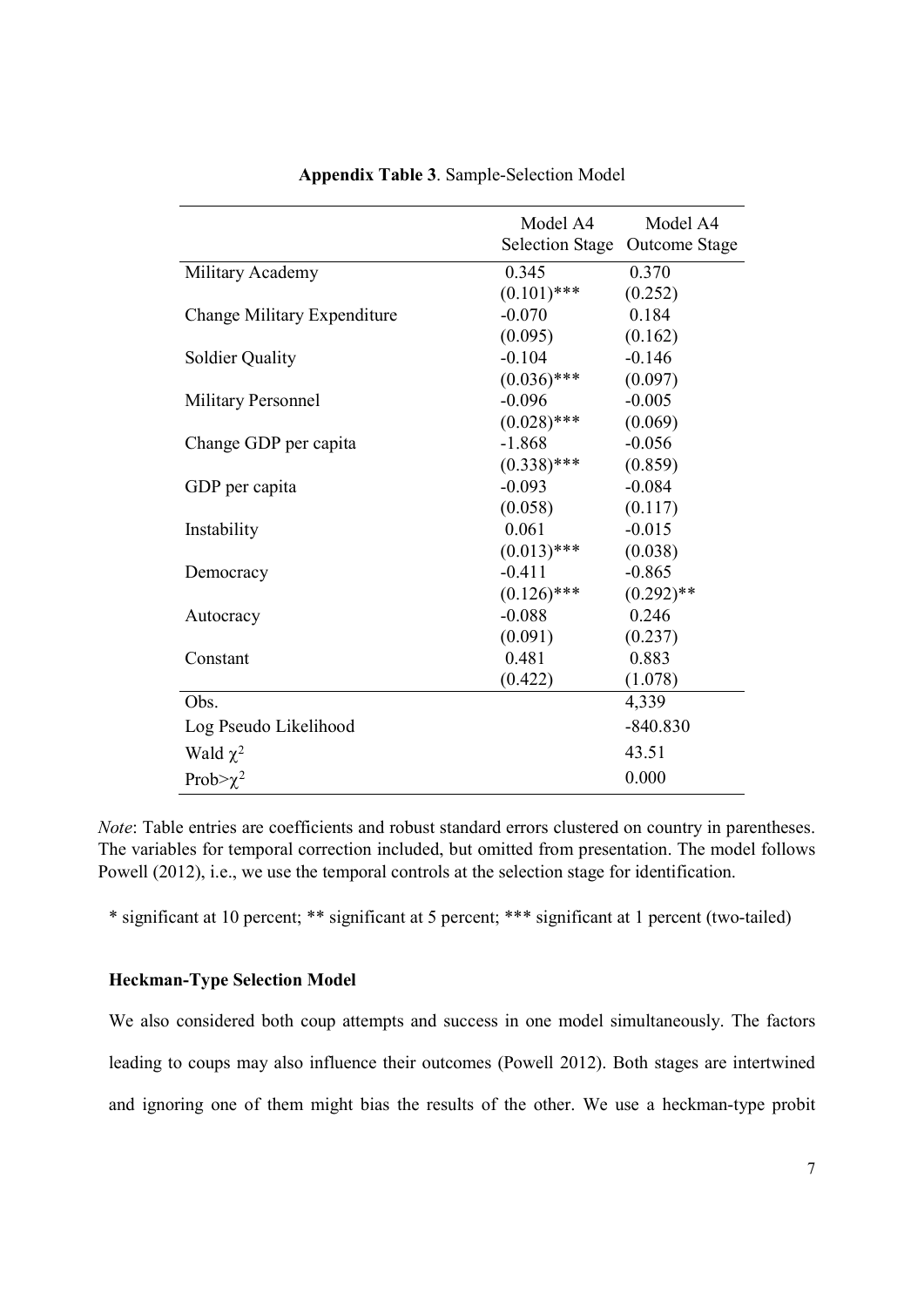**Appendix Table 3**. Sample-Selection Model

| | Model A4 Selection Stage | Model A4 Outcome Stage |
|---|---|---|
| Military Academy | 0.345 | 0.370 |
| | (0.101)*** | (0.252) |
| Change Military Expenditure | -0.070 | 0.184 |
| | (0.095) | (0.162) |
| Soldier Quality | -0.104 | -0.146 |
| | (0.036)*** | (0.097) |
| Military Personnel | -0.096 | -0.005 |
| | (0.028)*** | (0.069) |
| Change GDP per capita | -1.868 | -0.056 |
| | (0.338)*** | (0.859) |
| GDP per capita | -0.093 | -0.084 |
| | (0.058) | (0.117) |
| Instability | 0.061 | -0.015 |
| | (0.013)*** | (0.038) |
| Democracy | -0.411 | -0.865 |
| | (0.126)*** | (0.292)** |
| Autocracy | -0.088 | 0.246 |
| | (0.091) | (0.237) |
| Constant | 0.481 | 0.883 |
| | (0.422) | (1.078) |
| Obs. | | 4,339 |
| Log Pseudo Likelihood | | -840.830 |
| Wald $\chi^2$ | | 43.51 |
| Prob>$\chi^2$ | | 0.000 |

*Note*: Table entries are coefficients and robust standard errors clustered on country in parentheses. The variables for temporal correction included, but omitted from presentation. The model follows Powell (2012), i.e., we use the temporal controls at the selection stage for identification.

* significant at 10 percent; ** significant at 5 percent; *** significant at 1 percent (two-tailed)

**Heckman-Type Selection Model**

We also considered both coup attempts and success in one model simultaneously. The factors leading to coups may also influence their outcomes (Powell 2012). Both stages are intertwined and ignoring one of them might bias the results of the other. We use a heckman-type probit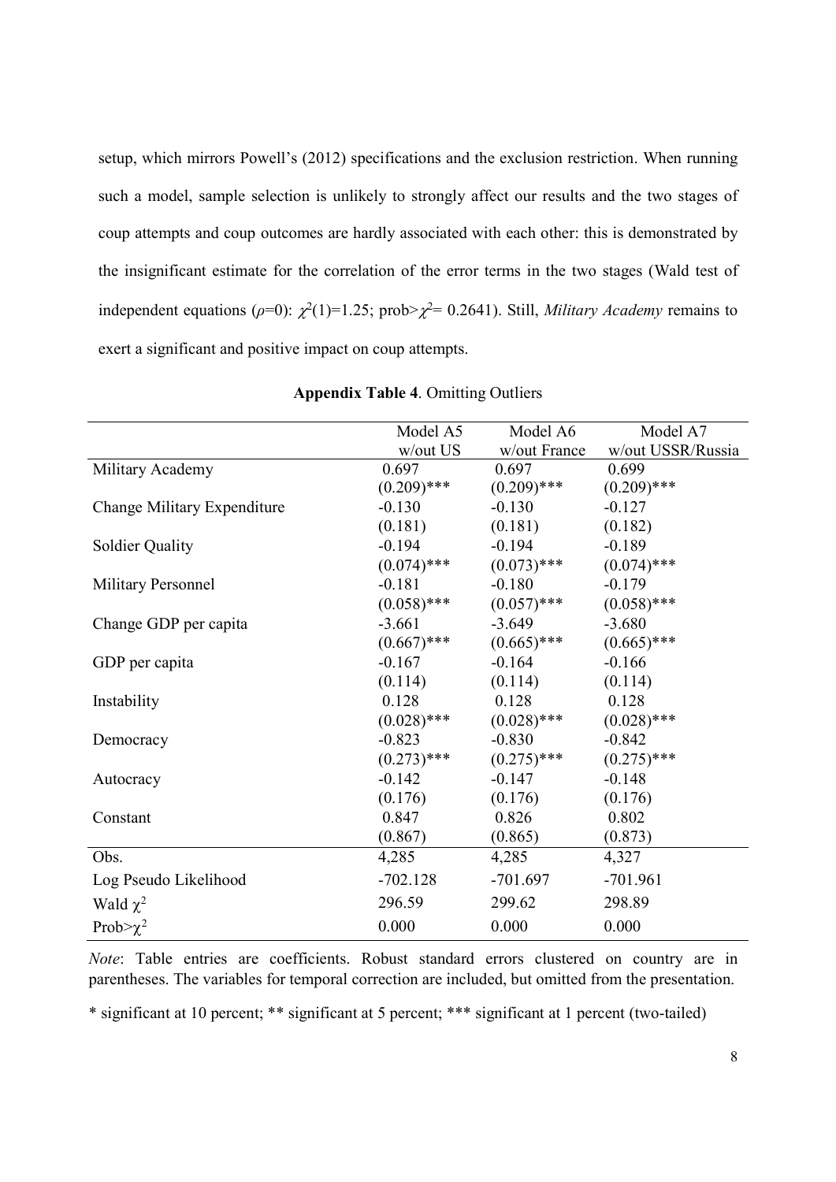setup, which mirrors Powell's (2012) specifications and the exclusion restriction. When running such a model, sample selection is unlikely to strongly affect our results and the two stages of coup attempts and coup outcomes are hardly associated with each other: this is demonstrated by the insignificant estimate for the correlation of the error terms in the two stages (Wald test of independent equations ($\rho$=0): $\chi^2(1)$=1.25; prob>$\chi^2$= 0.2641). Still, *Military Academy* remains to exert a significant and positive impact on coup attempts.

**Appendix Table 4**. Omitting Outliers

| | Model A5 w/out US | Model A6 w/out France | Model A7 w/out USSR/Russia |
|---|---|---|---|
| Military Academy | 0.697 | 0.697 | 0.699 |
| | (0.209)*** | (0.209)*** | (0.209)*** |
| Change Military Expenditure | -0.130 | -0.130 | -0.127 |
| | (0.181) | (0.181) | (0.182) |
| Soldier Quality | -0.194 | -0.194 | -0.189 |
| | (0.074)*** | (0.073)*** | (0.074)*** |
| Military Personnel | -0.181 | -0.180 | -0.179 |
| | (0.058)*** | (0.057)*** | (0.058)*** |
| Change GDP per capita | -3.661 | -3.649 | -3.680 |
| | (0.667)*** | (0.665)*** | (0.665)*** |
| GDP per capita | -0.167 | -0.164 | -0.166 |
| | (0.114) | (0.114) | (0.114) |
| Instability | 0.128 | 0.128 | 0.128 |
| | (0.028)*** | (0.028)*** | (0.028)*** |
| Democracy | -0.823 | -0.830 | -0.842 |
| | (0.273)*** | (0.275)*** | (0.275)*** |
| Autocracy | -0.142 | -0.147 | -0.148 |
| | (0.176) | (0.176) | (0.176) |
| Constant | 0.847 | 0.826 | 0.802 |
| | (0.867) | (0.865) | (0.873) |
| Obs. | 4,285 | 4,285 | 4,327 |
| Log Pseudo Likelihood | -702.128 | -701.697 | -701.961 |
| Wald $\chi^2$ | 296.59 | 299.62 | 298.89 |
| Prob>$\chi^2$ | 0.000 | 0.000 | 0.000 |

*Note*: Table entries are coefficients. Robust standard errors clustered on country are in parentheses. The variables for temporal correction are included, but omitted from the presentation.

* significant at 10 percent; ** significant at 5 percent; *** significant at 1 percent (two-tailed)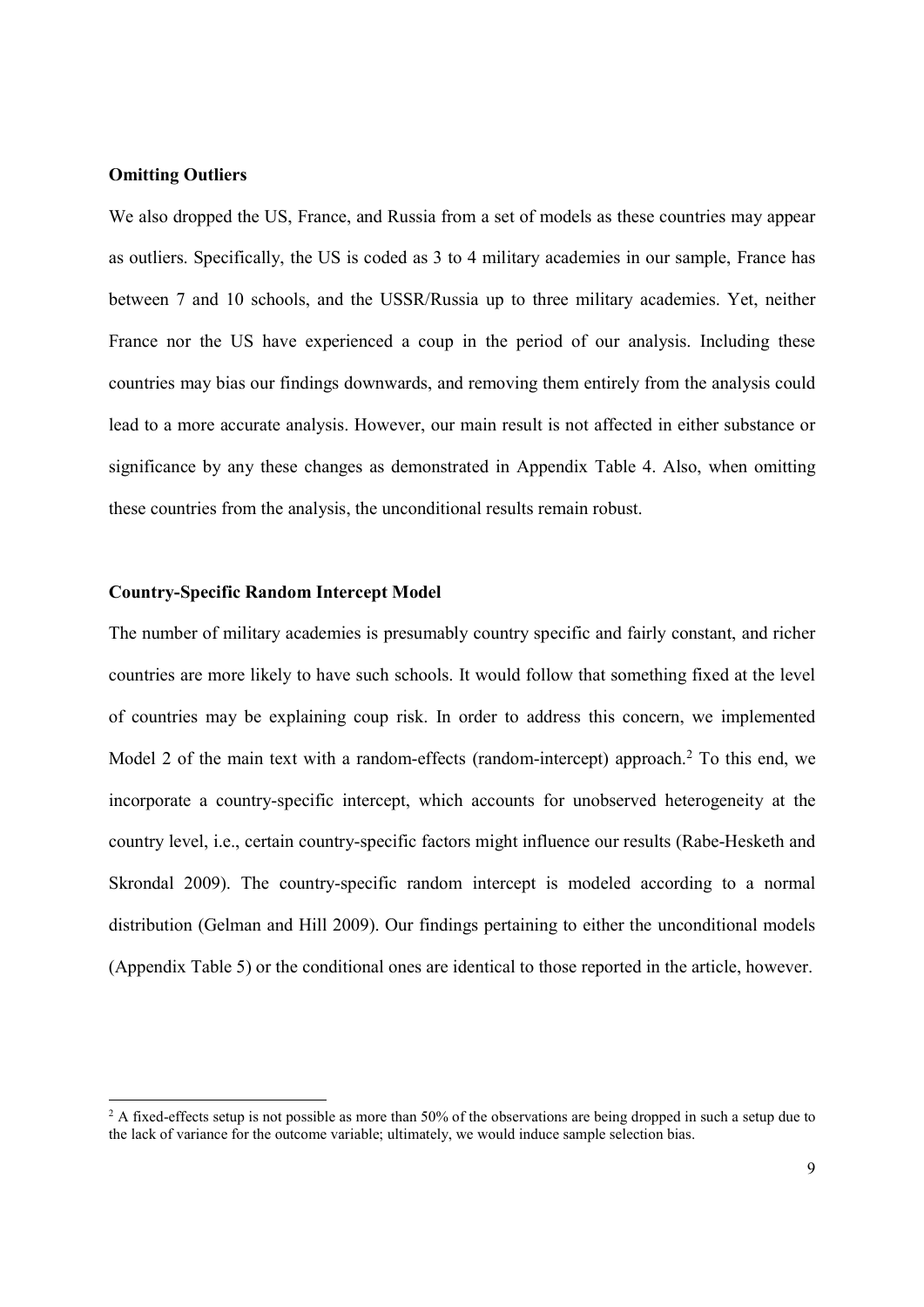### Omitting Outliers

We also dropped the US, France, and Russia from a set of models as these countries may appear as outliers. Specifically, the US is coded as 3 to 4 military academies in our sample, France has between 7 and 10 schools, and the USSR/Russia up to three military academies. Yet, neither France nor the US have experienced a coup in the period of our analysis. Including these countries may bias our findings downwards, and removing them entirely from the analysis could lead to a more accurate analysis. However, our main result is not affected in either substance or significance by any these changes as demonstrated in Appendix Table 4. Also, when omitting these countries from the analysis, the unconditional results remain robust.

### Country-Specific Random Intercept Model

The number of military academies is presumably country specific and fairly constant, and richer countries are more likely to have such schools. It would follow that something fixed at the level of countries may be explaining coup risk. In order to address this concern, we implemented Model 2 of the main text with a random-effects (random-intercept) approach.[2] To this end, we incorporate a country-specific intercept, which accounts for unobserved heterogeneity at the country level, i.e., certain country-specific factors might influence our results (Rabe-Hesketh and Skrondal 2009). The country-specific random intercept is modeled according to a normal distribution (Gelman and Hill 2009). Our findings pertaining to either the unconditional models (Appendix Table 5) or the conditional ones are identical to those reported in the article, however.

[2] A fixed-effects setup is not possible as more than 50% of the observations are being dropped in such a setup due to the lack of variance for the outcome variable; ultimately, we would induce sample selection bias.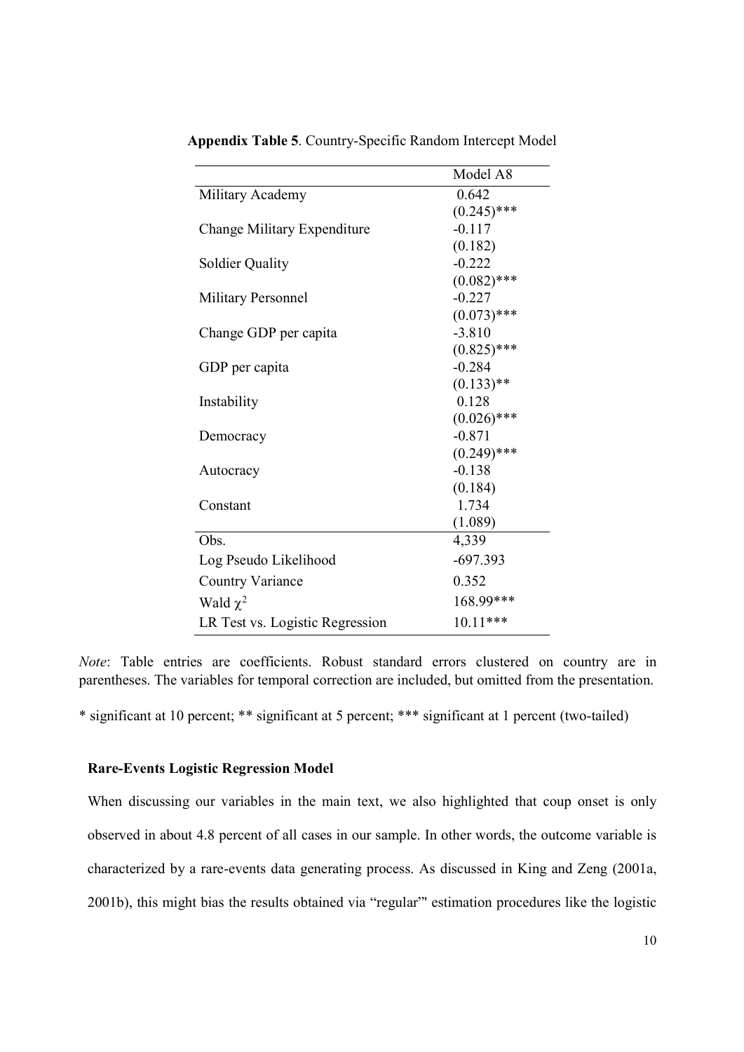**Appendix Table 5**. Country-Specific Random Intercept Model

| | Model A8 |
|---|---|
| Military Academy | 0.642 |
| | (0.245)*** |
| Change Military Expenditure | -0.117 |
| | (0.182) |
| Soldier Quality | -0.222 |
| | (0.082)*** |
| Military Personnel | -0.227 |
| | (0.073)*** |
| Change GDP per capita | -3.810 |
| | (0.825)*** |
| GDP per capita | -0.284 |
| | (0.133)** |
| Instability | 0.128 |
| | (0.026)*** |
| Democracy | -0.871 |
| | (0.249)*** |
| Autocracy | -0.138 |
| | (0.184) |
| Constant | 1.734 |
| | (1.089) |
| Obs. | 4,339 |
| Log Pseudo Likelihood | -697.393 |
| Country Variance | 0.352 |
| Wald $\chi^2$ | 168.99*** |
| LR Test vs. Logistic Regression | 10.11*** |

*Note*: Table entries are coefficients. Robust standard errors clustered on country are in parentheses. The variables for temporal correction are included, but omitted from the presentation.

* significant at 10 percent; ** significant at 5 percent; *** significant at 1 percent (two-tailed)

**Rare-Events Logistic Regression Model**

When discussing our variables in the main text, we also highlighted that coup onset is only observed in about 4.8 percent of all cases in our sample. In other words, the outcome variable is characterized by a rare-events data generating process. As discussed in King and Zeng (2001a, 2001b), this might bias the results obtained via "regular'" estimation procedures like the logistic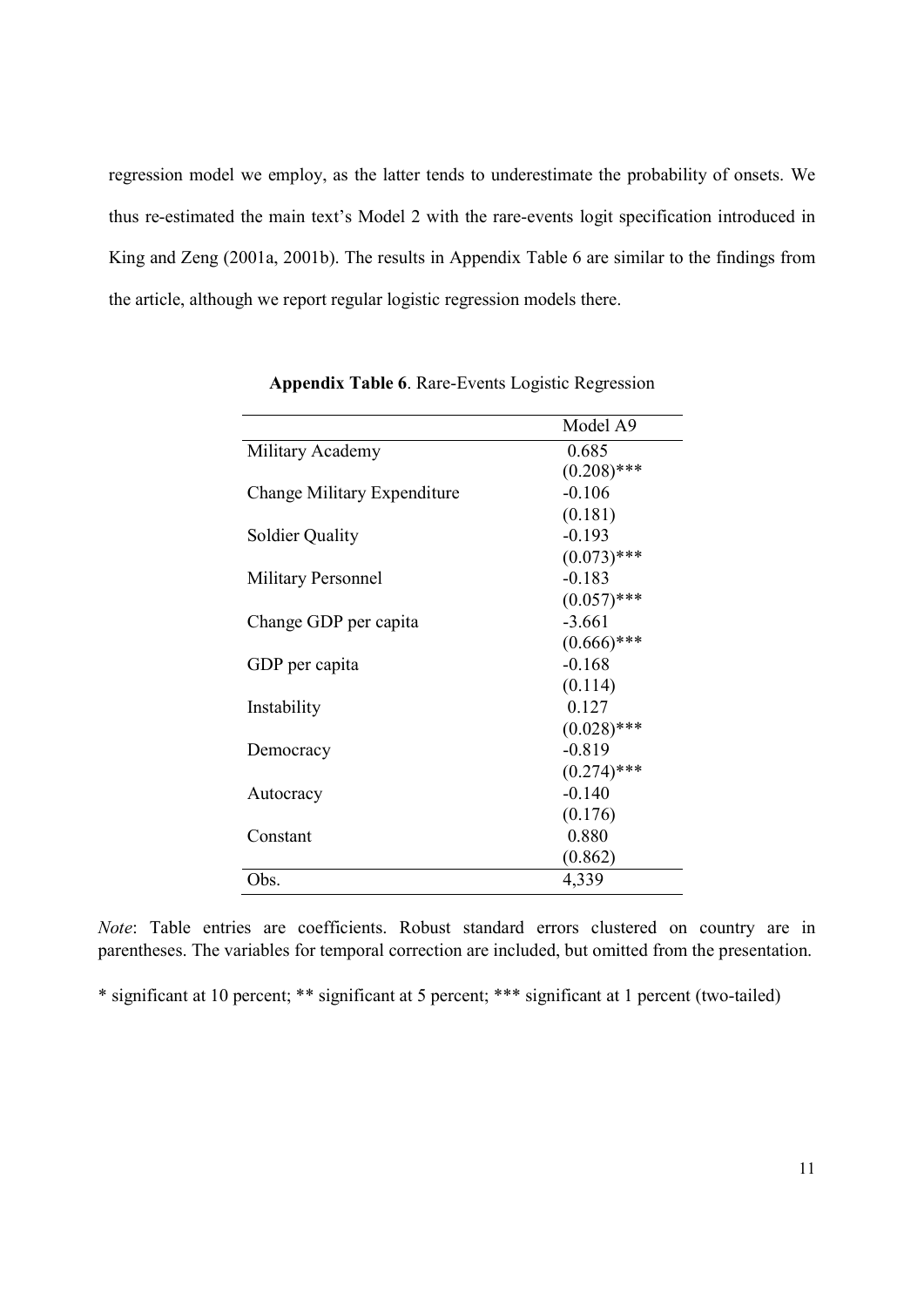regression model we employ, as the latter tends to underestimate the probability of onsets. We thus re-estimated the main text's Model 2 with the rare-events logit specification introduced in King and Zeng (2001a, 2001b). The results in Appendix Table 6 are similar to the findings from the article, although we report regular logistic regression models there.

**Appendix Table 6**. Rare-Events Logistic Regression

| | Model A9 |
|---|---|
| Military Academy | 0.685 |
| | (0.208)*** |
| Change Military Expenditure | -0.106 |
| | (0.181) |
| Soldier Quality | -0.193 |
| | (0.073)*** |
| Military Personnel | -0.183 |
| | (0.057)*** |
| Change GDP per capita | -3.661 |
| | (0.666)*** |
| GDP per capita | -0.168 |
| | (0.114) |
| Instability | 0.127 |
| | (0.028)*** |
| Democracy | -0.819 |
| | (0.274)*** |
| Autocracy | -0.140 |
| | (0.176) |
| Constant | 0.880 |
| | (0.862) |
| Obs. | 4,339 |

*Note*: Table entries are coefficients. Robust standard errors clustered on country are in parentheses. The variables for temporal correction are included, but omitted from the presentation.

* significant at 10 percent; ** significant at 5 percent; *** significant at 1 percent (two-tailed)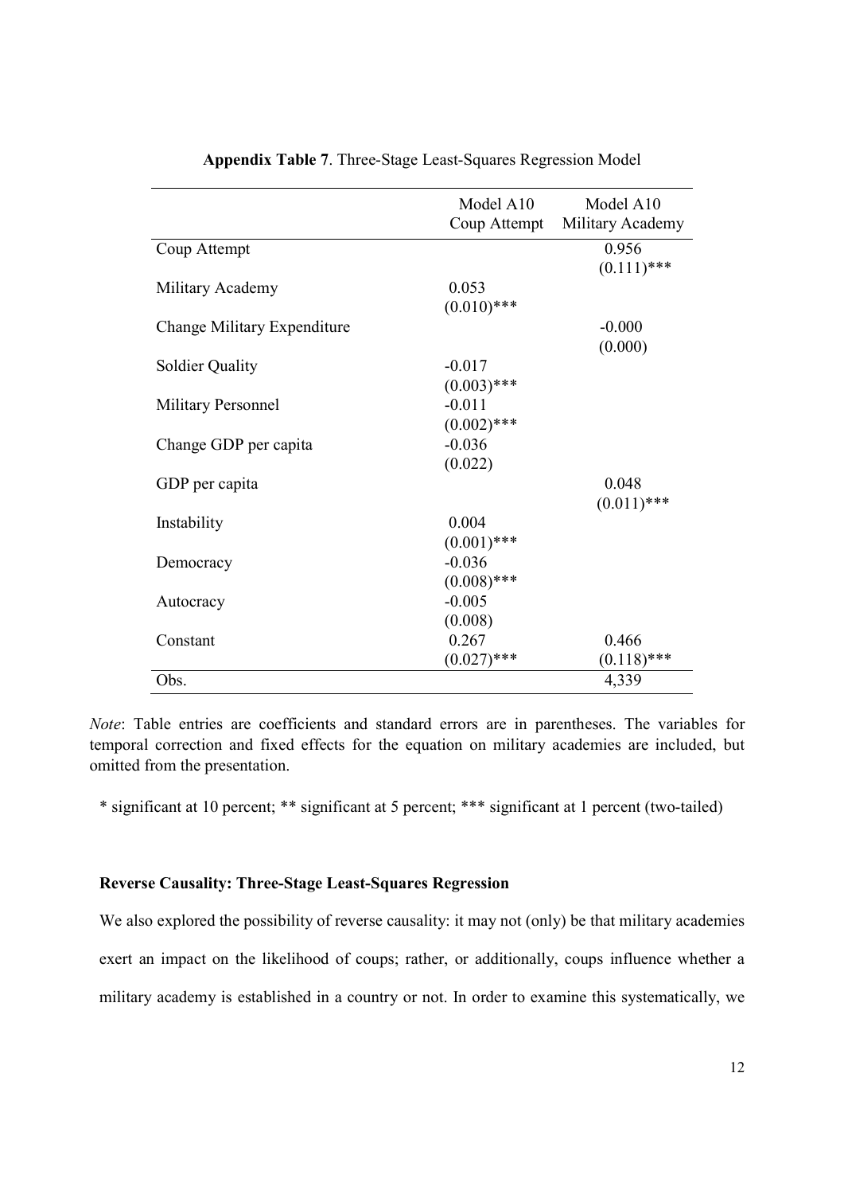**Appendix Table 7**. Three-Stage Least-Squares Regression Model

| | Model A10 Coup Attempt | Model A10 Military Academy |
|---|---|---|
| Coup Attempt | | 0.956 (0.111)*** |
| Military Academy | 0.053 (0.010)*** | |
| Change Military Expenditure | | -0.000 (0.000) |
| Soldier Quality | -0.017 (0.003)*** | |
| Military Personnel | -0.011 (0.002)*** | |
| Change GDP per capita | -0.036 (0.022) | |
| GDP per capita | | 0.048 (0.011)*** |
| Instability | 0.004 (0.001)*** | |
| Democracy | -0.036 (0.008)*** | |
| Autocracy | -0.005 (0.008) | |
| Constant | 0.267 (0.027)*** | 0.466 (0.118)*** |
| Obs. | | 4,339 |

*Note*: Table entries are coefficients and standard errors are in parentheses. The variables for temporal correction and fixed effects for the equation on military academies are included, but omitted from the presentation.

* significant at 10 percent; ** significant at 5 percent; *** significant at 1 percent (two-tailed)

**Reverse Causality: Three-Stage Least-Squares Regression**

We also explored the possibility of reverse causality: it may not (only) be that military academies exert an impact on the likelihood of coups; rather, or additionally, coups influence whether a military academy is established in a country or not. In order to examine this systematically, we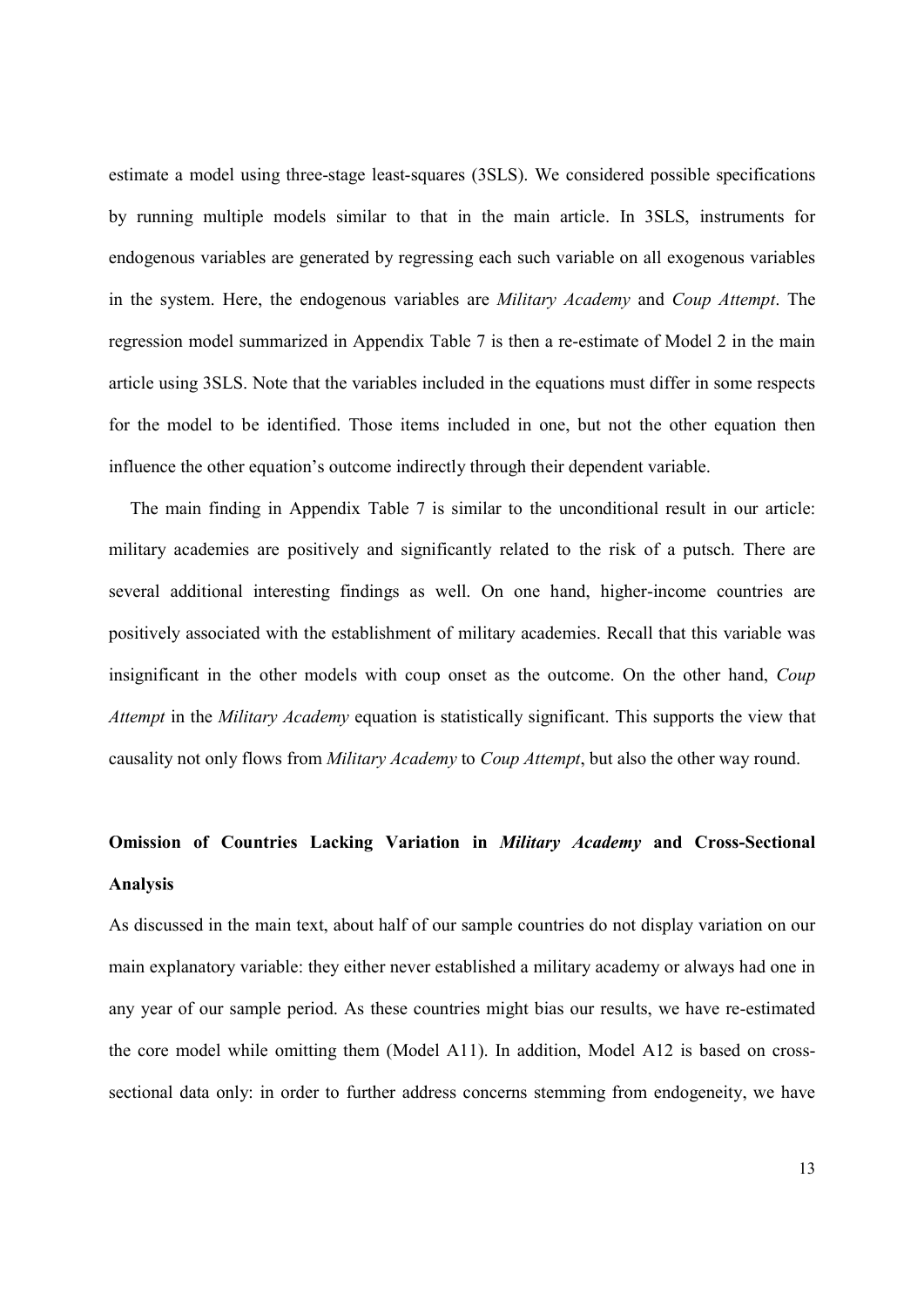estimate a model using three-stage least-squares (3SLS). We considered possible specifications by running multiple models similar to that in the main article. In 3SLS, instruments for endogenous variables are generated by regressing each such variable on all exogenous variables in the system. Here, the endogenous variables are *Military Academy* and *Coup Attempt*. The regression model summarized in Appendix Table 7 is then a re-estimate of Model 2 in the main article using 3SLS. Note that the variables included in the equations must differ in some respects for the model to be identified. Those items included in one, but not the other equation then influence the other equation's outcome indirectly through their dependent variable.

The main finding in Appendix Table 7 is similar to the unconditional result in our article: military academies are positively and significantly related to the risk of a putsch. There are several additional interesting findings as well. On one hand, higher-income countries are positively associated with the establishment of military academies. Recall that this variable was insignificant in the other models with coup onset as the outcome. On the other hand, *Coup Attempt* in the *Military Academy* equation is statistically significant. This supports the view that causality not only flows from *Military Academy* to *Coup Attempt*, but also the other way round.

## Omission of Countries Lacking Variation in *Military Academy* and Cross-Sectional Analysis

As discussed in the main text, about half of our sample countries do not display variation on our main explanatory variable: they either never established a military academy or always had one in any year of our sample period. As these countries might bias our results, we have re-estimated the core model while omitting them (Model A11). In addition, Model A12 is based on cross-sectional data only: in order to further address concerns stemming from endogeneity, we have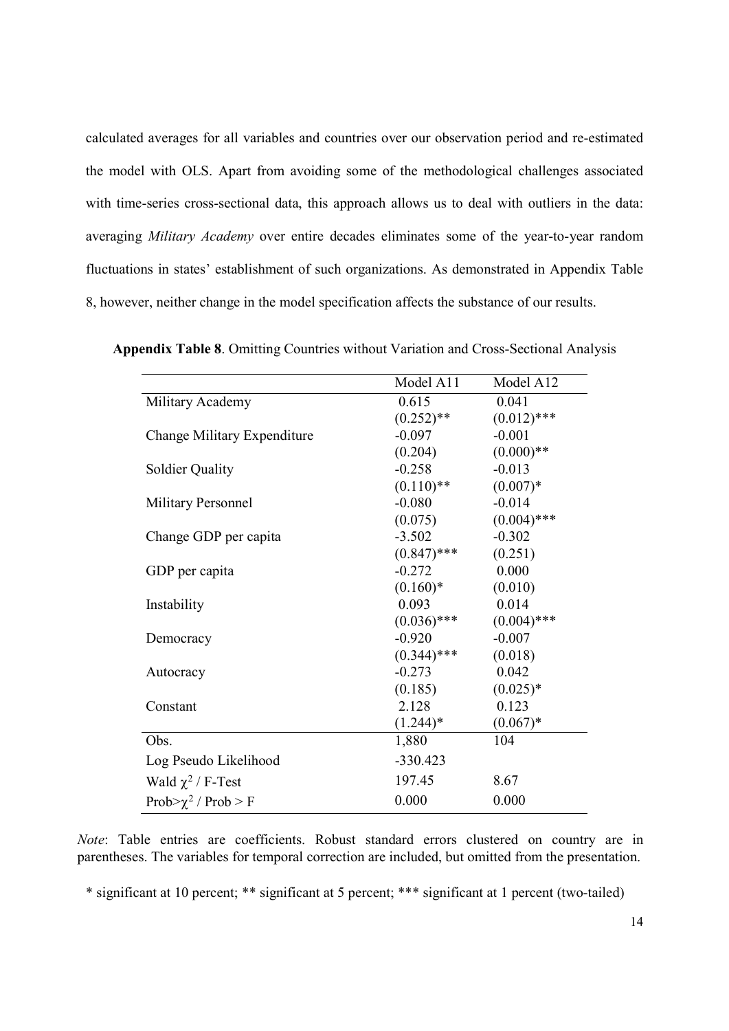calculated averages for all variables and countries over our observation period and re-estimated the model with OLS. Apart from avoiding some of the methodological challenges associated with time-series cross-sectional data, this approach allows us to deal with outliers in the data: averaging *Military Academy* over entire decades eliminates some of the year-to-year random fluctuations in states' establishment of such organizations. As demonstrated in Appendix Table 8, however, neither change in the model specification affects the substance of our results.

**Appendix Table 8**. Omitting Countries without Variation and Cross-Sectional Analysis

| | Model A11 | Model A12 |
|---|---|---|
| Military Academy | 0.615 | 0.041 |
| | (0.252)** | (0.012)*** |
| Change Military Expenditure | -0.097 | -0.001 |
| | (0.204) | (0.000)** |
| Soldier Quality | -0.258 | -0.013 |
| | (0.110)** | (0.007)* |
| Military Personnel | -0.080 | -0.014 |
| | (0.075) | (0.004)*** |
| Change GDP per capita | -3.502 | -0.302 |
| | (0.847)*** | (0.251) |
| GDP per capita | -0.272 | 0.000 |
| | (0.160)* | (0.010) |
| Instability | 0.093 | 0.014 |
| | (0.036)*** | (0.004)*** |
| Democracy | -0.920 | -0.007 |
| | (0.344)*** | (0.018) |
| Autocracy | -0.273 | 0.042 |
| | (0.185) | (0.025)* |
| Constant | 2.128 | 0.123 |
| | (1.244)* | (0.067)* |
| Obs. | 1,880 | 104 |
| Log Pseudo Likelihood | -330.423 | |
| Wald $\chi^2$ / F-Test | 197.45 | 8.67 |
| Prob>$\chi^2$ / Prob > F | 0.000 | 0.000 |

*Note*: Table entries are coefficients. Robust standard errors clustered on country are in parentheses. The variables for temporal correction are included, but omitted from the presentation.

* significant at 10 percent; ** significant at 5 percent; *** significant at 1 percent (two-tailed)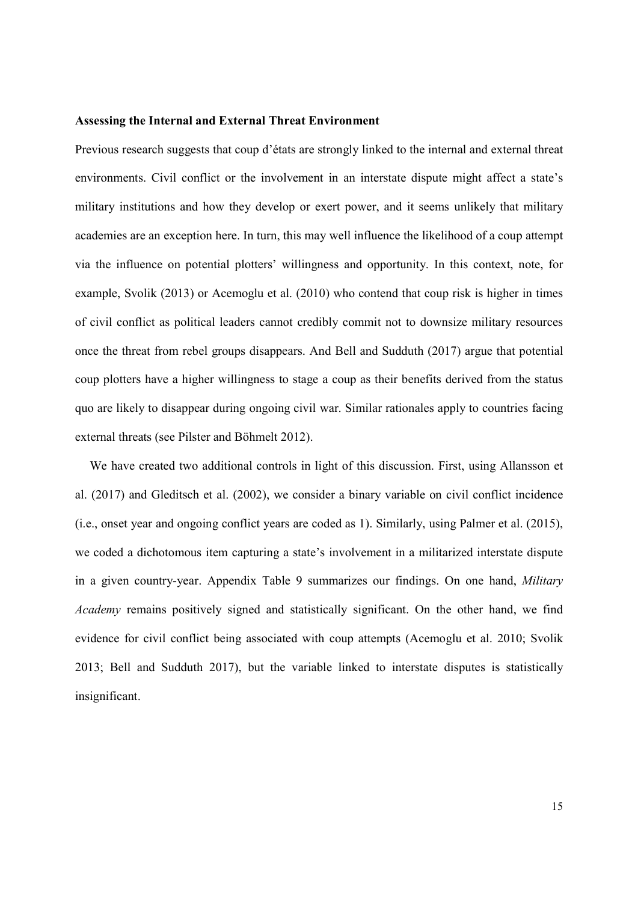**Assessing the Internal and External Threat Environment**

Previous research suggests that coup d'états are strongly linked to the internal and external threat environments. Civil conflict or the involvement in an interstate dispute might affect a state's military institutions and how they develop or exert power, and it seems unlikely that military academies are an exception here. In turn, this may well influence the likelihood of a coup attempt via the influence on potential plotters' willingness and opportunity. In this context, note, for example, Svolik (2013) or Acemoglu et al. (2010) who contend that coup risk is higher in times of civil conflict as political leaders cannot credibly commit not to downsize military resources once the threat from rebel groups disappears. And Bell and Sudduth (2017) argue that potential coup plotters have a higher willingness to stage a coup as their benefits derived from the status quo are likely to disappear during ongoing civil war. Similar rationales apply to countries facing external threats (see Pilster and Böhmelt 2012).

We have created two additional controls in light of this discussion. First, using Allansson et al. (2017) and Gleditsch et al. (2002), we consider a binary variable on civil conflict incidence (i.e., onset year and ongoing conflict years are coded as 1). Similarly, using Palmer et al. (2015), we coded a dichotomous item capturing a state's involvement in a militarized interstate dispute in a given country-year. Appendix Table 9 summarizes our findings. On one hand, *Military Academy* remains positively signed and statistically significant. On the other hand, we find evidence for civil conflict being associated with coup attempts (Acemoglu et al. 2010; Svolik 2013; Bell and Sudduth 2017), but the variable linked to interstate disputes is statistically insignificant.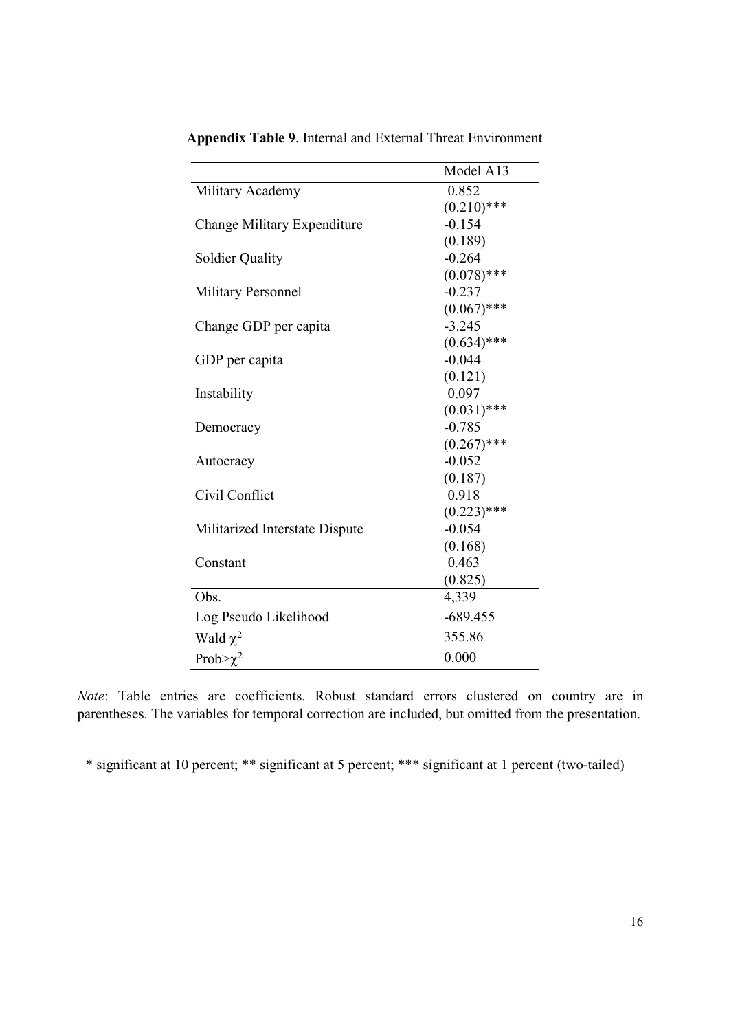**Appendix Table 9**. Internal and External Threat Environment

| | Model A13 |
|---|---|
| Military Academy | 0.852 |
| | (0.210)*** |
| Change Military Expenditure | -0.154 |
| | (0.189) |
| Soldier Quality | -0.264 |
| | (0.078)*** |
| Military Personnel | -0.237 |
| | (0.067)*** |
| Change GDP per capita | -3.245 |
| | (0.634)*** |
| GDP per capita | -0.044 |
| | (0.121) |
| Instability | 0.097 |
| | (0.031)*** |
| Democracy | -0.785 |
| | (0.267)*** |
| Autocracy | -0.052 |
| | (0.187) |
| Civil Conflict | 0.918 |
| | (0.223)*** |
| Militarized Interstate Dispute | -0.054 |
| | (0.168) |
| Constant | 0.463 |
| | (0.825) |
| Obs. | 4,339 |
| Log Pseudo Likelihood | -689.455 |
| Wald $\chi^2$ | 355.86 |
| Prob>$\chi^2$ | 0.000 |

*Note*: Table entries are coefficients. Robust standard errors clustered on country are in parentheses. The variables for temporal correction are included, but omitted from the presentation.

\* significant at 10 percent; ** significant at 5 percent; *** significant at 1 percent (two-tailed)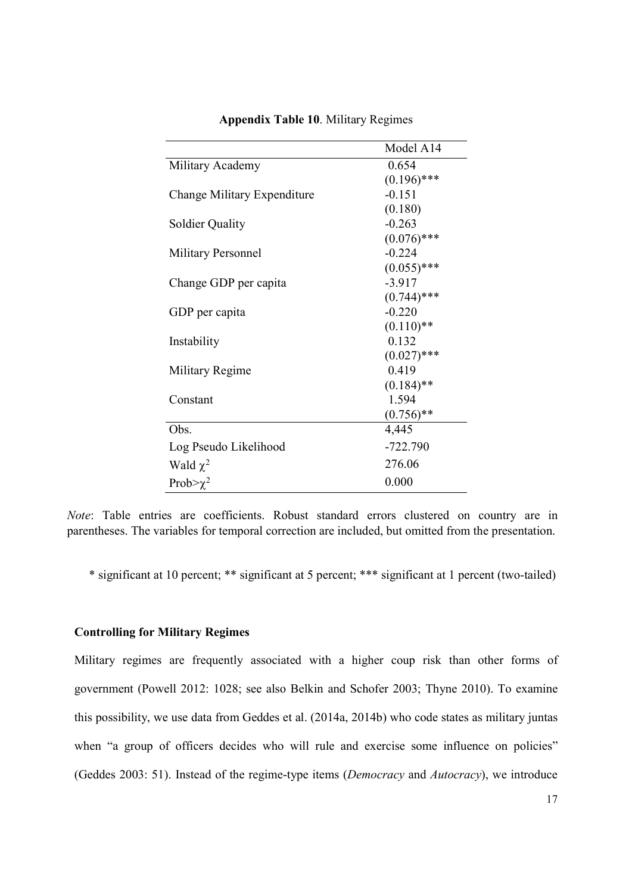**Appendix Table 10**. Military Regimes

| | Model A14 |
|---|---|
| Military Academy | 0.654 |
| | (0.196)*** |
| Change Military Expenditure | -0.151 |
| | (0.180) |
| Soldier Quality | -0.263 |
| | (0.076)*** |
| Military Personnel | -0.224 |
| | (0.055)*** |
| Change GDP per capita | -3.917 |
| | (0.744)*** |
| GDP per capita | -0.220 |
| | (0.110)** |
| Instability | 0.132 |
| | (0.027)*** |
| Military Regime | 0.419 |
| | (0.184)** |
| Constant | 1.594 |
| | (0.756)** |
| Obs. | 4,445 |
| Log Pseudo Likelihood | -722.790 |
| Wald $\chi^2$ | 276.06 |
| Prob>$\chi^2$ | 0.000 |

*Note*: Table entries are coefficients. Robust standard errors clustered on country are in parentheses. The variables for temporal correction are included, but omitted from the presentation.

\* significant at 10 percent; ** significant at 5 percent; *** significant at 1 percent (two-tailed)

**Controlling for Military Regimes**

Military regimes are frequently associated with a higher coup risk than other forms of government (Powell 2012: 1028; see also Belkin and Schofer 2003; Thyne 2010). To examine this possibility, we use data from Geddes et al. (2014a, 2014b) who code states as military juntas when "a group of officers decides who will rule and exercise some influence on policies" (Geddes 2003: 51). Instead of the regime-type items (*Democracy* and *Autocracy*), we introduce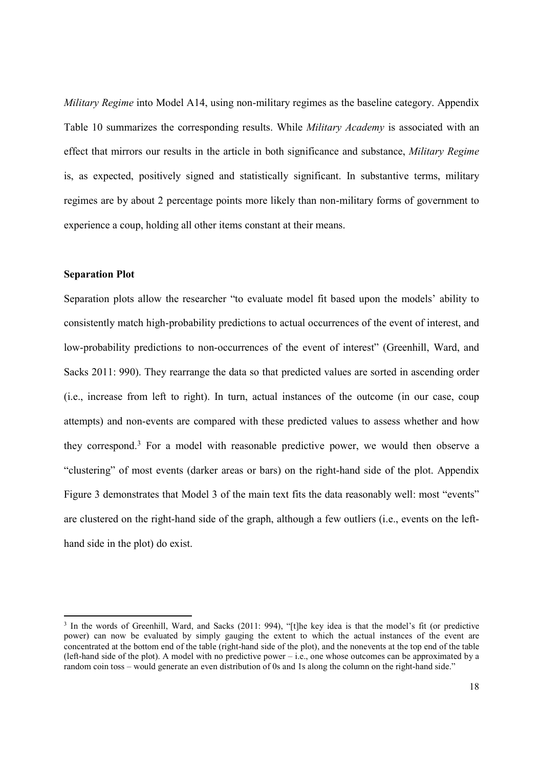*Military Regime* into Model A14, using non-military regimes as the baseline category. Appendix Table 10 summarizes the corresponding results. While *Military Academy* is associated with an effect that mirrors our results in the article in both significance and substance, *Military Regime* is, as expected, positively signed and statistically significant. In substantive terms, military regimes are by about 2 percentage points more likely than non-military forms of government to experience a coup, holding all other items constant at their means.

**Separation Plot**

Separation plots allow the researcher "to evaluate model fit based upon the models' ability to consistently match high-probability predictions to actual occurrences of the event of interest, and low-probability predictions to non-occurrences of the event of interest" (Greenhill, Ward, and Sacks 2011: 990). They rearrange the data so that predicted values are sorted in ascending order (i.e., increase from left to right). In turn, actual instances of the outcome (in our case, coup attempts) and non-events are compared with these predicted values to assess whether and how they correspond.[3] For a model with reasonable predictive power, we would then observe a "clustering" of most events (darker areas or bars) on the right-hand side of the plot. Appendix Figure 3 demonstrates that Model 3 of the main text fits the data reasonably well: most "events" are clustered on the right-hand side of the graph, although a few outliers (i.e., events on the left-hand side in the plot) do exist.

[3] In the words of Greenhill, Ward, and Sacks (2011: 994), "[t]he key idea is that the model's fit (or predictive power) can now be evaluated by simply gauging the extent to which the actual instances of the event are concentrated at the bottom end of the table (right-hand side of the plot), and the nonevents at the top end of the table (left-hand side of the plot). A model with no predictive power – i.e., one whose outcomes can be approximated by a random coin toss – would generate an even distribution of 0s and 1s along the column on the right-hand side."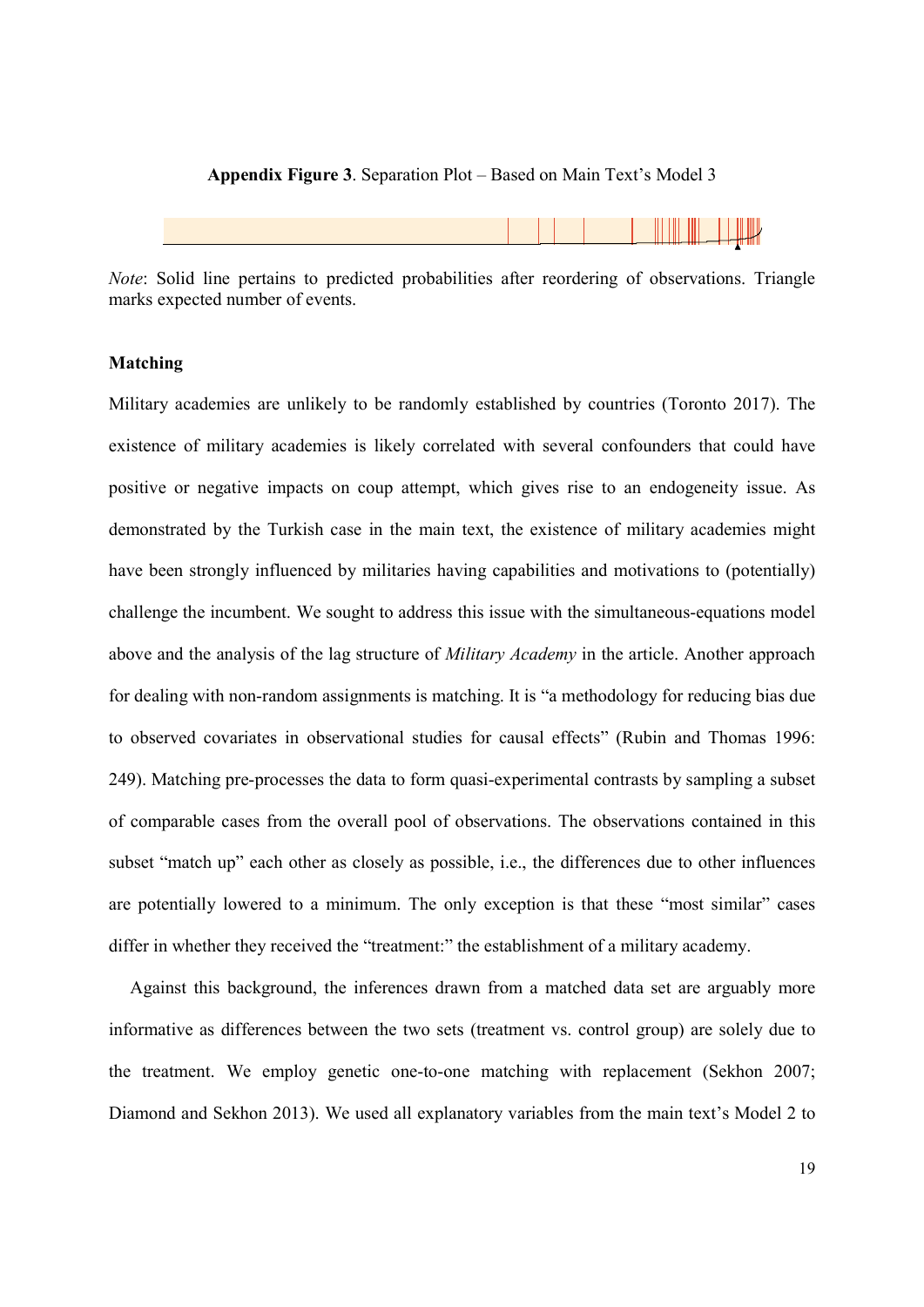**Appendix Figure 3**. Separation Plot – Based on Main Text's Model 3

*Note*: Solid line pertains to predicted probabilities after reordering of observations. Triangle marks expected number of events.

**Matching**

Military academies are unlikely to be randomly established by countries (Toronto 2017). The existence of military academies is likely correlated with several confounders that could have positive or negative impacts on coup attempt, which gives rise to an endogeneity issue. As demonstrated by the Turkish case in the main text, the existence of military academies might have been strongly influenced by militaries having capabilities and motivations to (potentially) challenge the incumbent. We sought to address this issue with the simultaneous-equations model above and the analysis of the lag structure of *Military Academy* in the article. Another approach for dealing with non-random assignments is matching. It is "a methodology for reducing bias due to observed covariates in observational studies for causal effects" (Rubin and Thomas 1996: 249). Matching pre-processes the data to form quasi-experimental contrasts by sampling a subset of comparable cases from the overall pool of observations. The observations contained in this subset "match up" each other as closely as possible, i.e., the differences due to other influences are potentially lowered to a minimum. The only exception is that these "most similar" cases differ in whether they received the "treatment:" the establishment of a military academy.

Against this background, the inferences drawn from a matched data set are arguably more informative as differences between the two sets (treatment vs. control group) are solely due to the treatment. We employ genetic one-to-one matching with replacement (Sekhon 2007; Diamond and Sekhon 2013). We used all explanatory variables from the main text's Model 2 to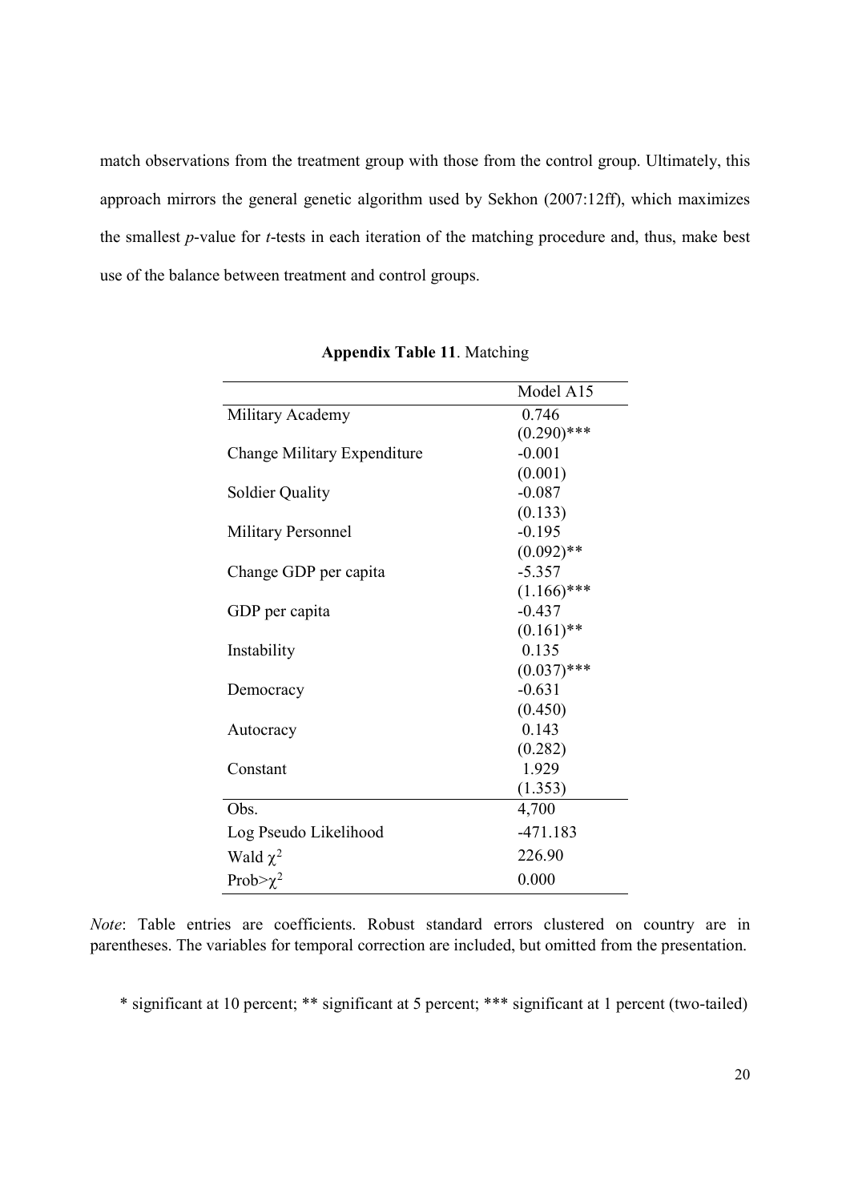match observations from the treatment group with those from the control group. Ultimately, this approach mirrors the general genetic algorithm used by Sekhon (2007:12ff), which maximizes the smallest *p*-value for *t*-tests in each iteration of the matching procedure and, thus, make best use of the balance between treatment and control groups.

**Appendix Table 11**. Matching

| | Model A15 |
|---|---|
| Military Academy | 0.746 |
| | (0.290)*** |
| Change Military Expenditure | -0.001 |
| | (0.001) |
| Soldier Quality | -0.087 |
| | (0.133) |
| Military Personnel | -0.195 |
| | (0.092)** |
| Change GDP per capita | -5.357 |
| | (1.166)*** |
| GDP per capita | -0.437 |
| | (0.161)** |
| Instability | 0.135 |
| | (0.037)*** |
| Democracy | -0.631 |
| | (0.450) |
| Autocracy | 0.143 |
| | (0.282) |
| Constant | 1.929 |
| | (1.353) |
| Obs. | 4,700 |
| Log Pseudo Likelihood | -471.183 |
| Wald $\chi^2$ | 226.90 |
| Prob>$\chi^2$ | 0.000 |

*Note*: Table entries are coefficients. Robust standard errors clustered on country are in parentheses. The variables for temporal correction are included, but omitted from the presentation.

* significant at 10 percent; ** significant at 5 percent; *** significant at 1 percent (two-tailed)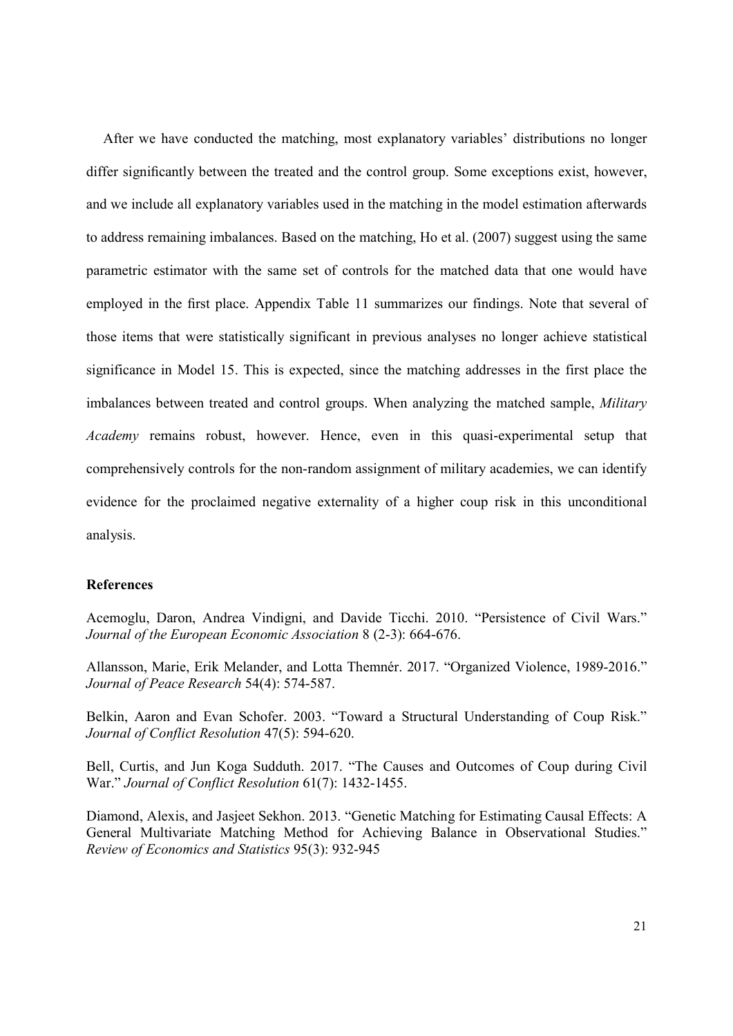After we have conducted the matching, most explanatory variables' distributions no longer differ significantly between the treated and the control group. Some exceptions exist, however, and we include all explanatory variables used in the matching in the model estimation afterwards to address remaining imbalances. Based on the matching, Ho et al. (2007) suggest using the same parametric estimator with the same set of controls for the matched data that one would have employed in the first place. Appendix Table 11 summarizes our findings. Note that several of those items that were statistically significant in previous analyses no longer achieve statistical significance in Model 15. This is expected, since the matching addresses in the first place the imbalances between treated and control groups. When analyzing the matched sample, *Military Academy* remains robust, however. Hence, even in this quasi-experimental setup that comprehensively controls for the non-random assignment of military academies, we can identify evidence for the proclaimed negative externality of a higher coup risk in this unconditional analysis.

## References

Acemoglu, Daron, Andrea Vindigni, and Davide Ticchi. 2010. "Persistence of Civil Wars." *Journal of the European Economic Association* 8 (2-3): 664-676.

Allansson, Marie, Erik Melander, and Lotta Themnér. 2017. "Organized Violence, 1989-2016." *Journal of Peace Research* 54(4): 574-587.

Belkin, Aaron and Evan Schofer. 2003. "Toward a Structural Understanding of Coup Risk." *Journal of Conflict Resolution* 47(5): 594-620.

Bell, Curtis, and Jun Koga Sudduth. 2017. "The Causes and Outcomes of Coup during Civil War." *Journal of Conflict Resolution* 61(7): 1432-1455.

Diamond, Alexis, and Jasjeet Sekhon. 2013. "Genetic Matching for Estimating Causal Effects: A General Multivariate Matching Method for Achieving Balance in Observational Studies." *Review of Economics and Statistics* 95(3): 932-945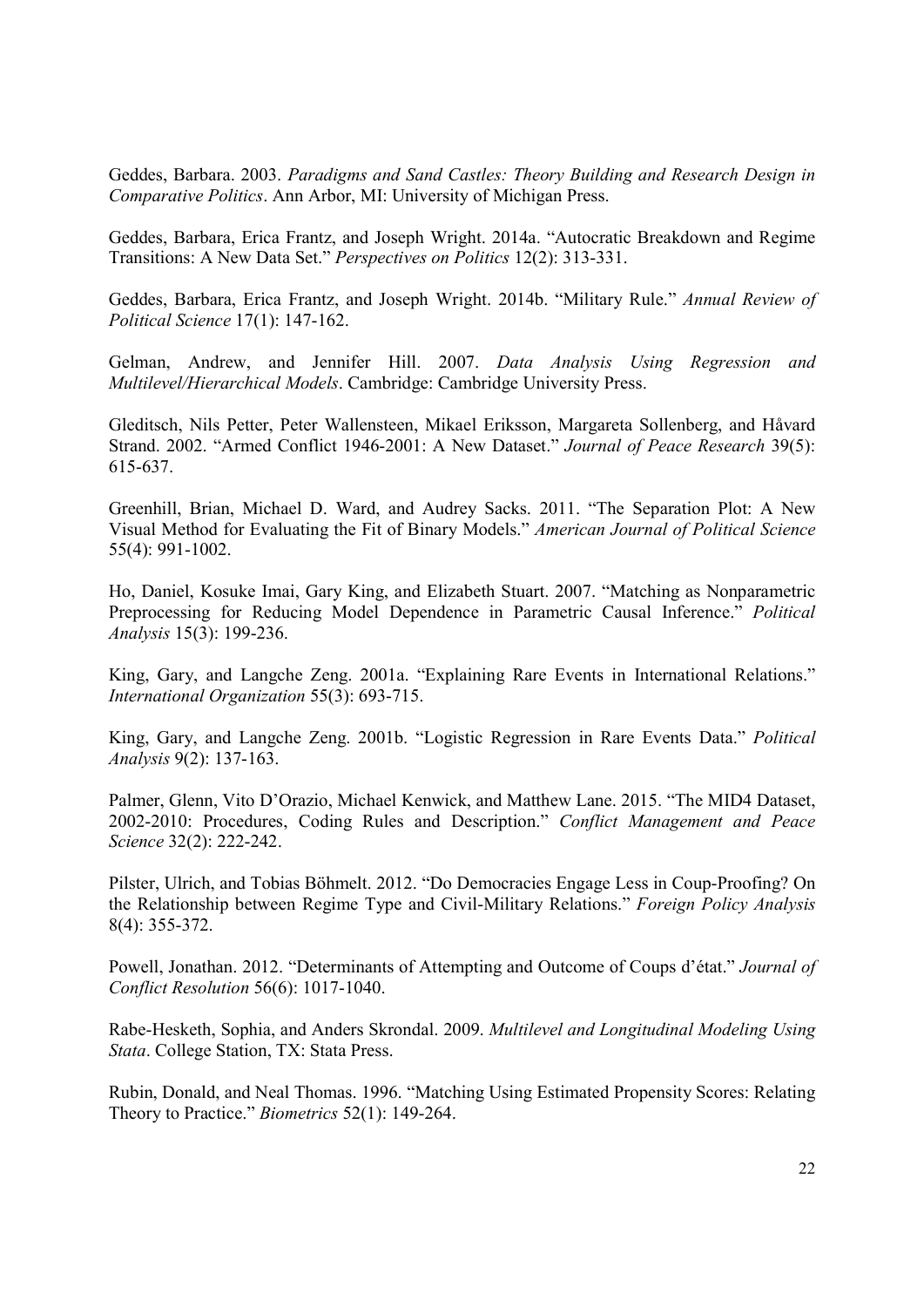Geddes, Barbara. 2003. *Paradigms and Sand Castles: Theory Building and Research Design in Comparative Politics*. Ann Arbor, MI: University of Michigan Press.

Geddes, Barbara, Erica Frantz, and Joseph Wright. 2014a. "Autocratic Breakdown and Regime Transitions: A New Data Set." *Perspectives on Politics* 12(2): 313-331.

Geddes, Barbara, Erica Frantz, and Joseph Wright. 2014b. "Military Rule." *Annual Review of Political Science* 17(1): 147-162.

Gelman, Andrew, and Jennifer Hill. 2007. *Data Analysis Using Regression and Multilevel/Hierarchical Models*. Cambridge: Cambridge University Press.

Gleditsch, Nils Petter, Peter Wallensteen, Mikael Eriksson, Margareta Sollenberg, and Håvard Strand. 2002. "Armed Conflict 1946-2001: A New Dataset." *Journal of Peace Research* 39(5): 615-637.

Greenhill, Brian, Michael D. Ward, and Audrey Sacks. 2011. "The Separation Plot: A New Visual Method for Evaluating the Fit of Binary Models." *American Journal of Political Science* 55(4): 991-1002.

Ho, Daniel, Kosuke Imai, Gary King, and Elizabeth Stuart. 2007. "Matching as Nonparametric Preprocessing for Reducing Model Dependence in Parametric Causal Inference." *Political Analysis* 15(3): 199-236.

King, Gary, and Langche Zeng. 2001a. "Explaining Rare Events in International Relations." *International Organization* 55(3): 693-715.

King, Gary, and Langche Zeng. 2001b. "Logistic Regression in Rare Events Data." *Political Analysis* 9(2): 137-163.

Palmer, Glenn, Vito D'Orazio, Michael Kenwick, and Matthew Lane. 2015. "The MID4 Dataset, 2002-2010: Procedures, Coding Rules and Description." *Conflict Management and Peace Science* 32(2): 222-242.

Pilster, Ulrich, and Tobias Böhmelt. 2012. "Do Democracies Engage Less in Coup-Proofing? On the Relationship between Regime Type and Civil-Military Relations." *Foreign Policy Analysis* 8(4): 355-372.

Powell, Jonathan. 2012. "Determinants of Attempting and Outcome of Coups d'état." *Journal of Conflict Resolution* 56(6): 1017-1040.

Rabe-Hesketh, Sophia, and Anders Skrondal. 2009. *Multilevel and Longitudinal Modeling Using Stata*. College Station, TX: Stata Press.

Rubin, Donald, and Neal Thomas. 1996. "Matching Using Estimated Propensity Scores: Relating Theory to Practice." *Biometrics* 52(1): 149-264.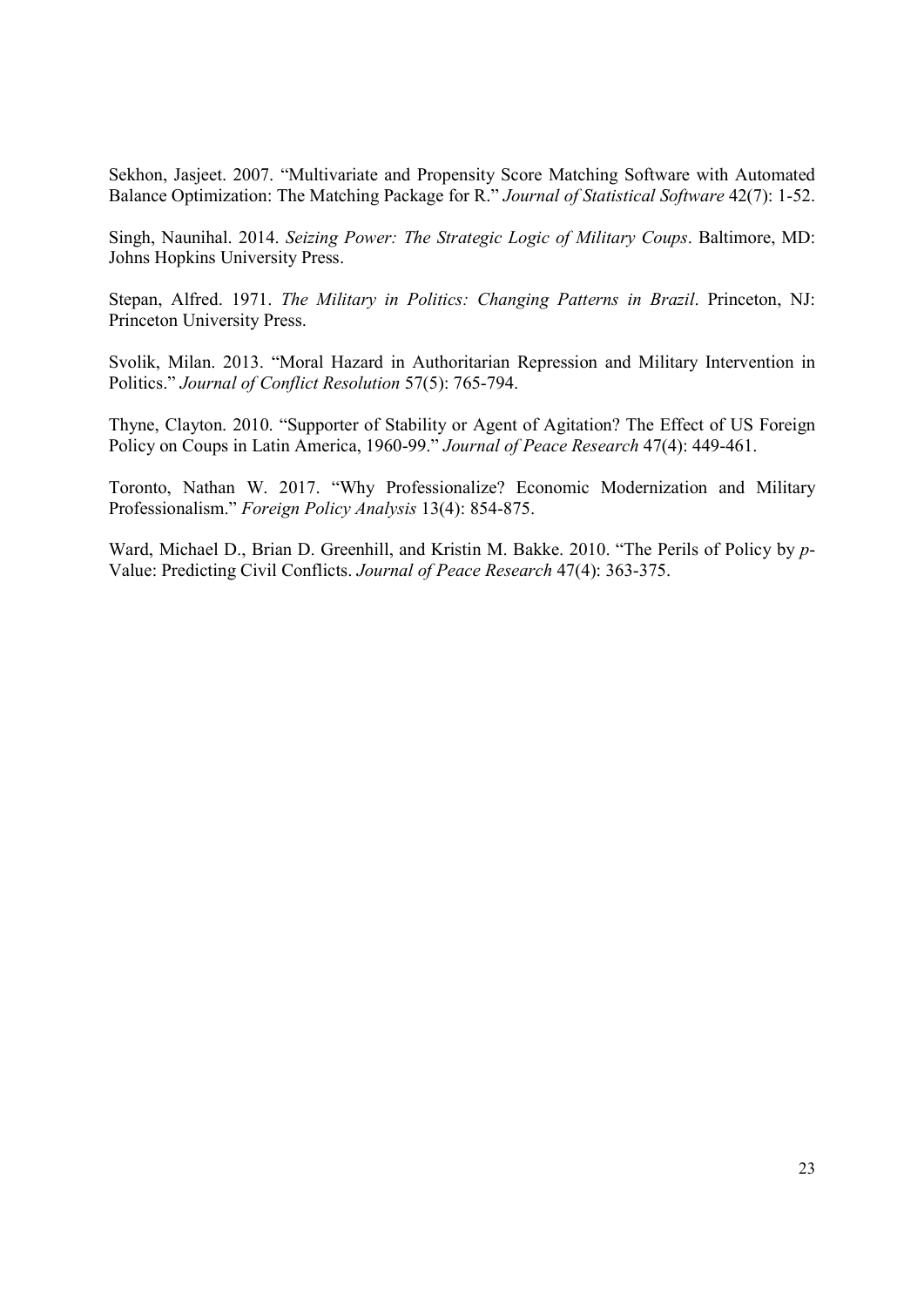Sekhon, Jasjeet. 2007. "Multivariate and Propensity Score Matching Software with Automated Balance Optimization: The Matching Package for R." *Journal of Statistical Software* 42(7): 1-52.

Singh, Naunihal. 2014. *Seizing Power: The Strategic Logic of Military Coups*. Baltimore, MD: Johns Hopkins University Press.

Stepan, Alfred. 1971. *The Military in Politics: Changing Patterns in Brazil*. Princeton, NJ: Princeton University Press.

Svolik, Milan. 2013. "Moral Hazard in Authoritarian Repression and Military Intervention in Politics." *Journal of Conflict Resolution* 57(5): 765-794.

Thyne, Clayton. 2010. "Supporter of Stability or Agent of Agitation? The Effect of US Foreign Policy on Coups in Latin America, 1960-99." *Journal of Peace Research* 47(4): 449-461.

Toronto, Nathan W. 2017. "Why Professionalize? Economic Modernization and Military Professionalism." *Foreign Policy Analysis* 13(4): 854-875.

Ward, Michael D., Brian D. Greenhill, and Kristin M. Bakke. 2010. "The Perils of Policy by *p*-Value: Predicting Civil Conflicts. *Journal of Peace Research* 47(4): 363-375.